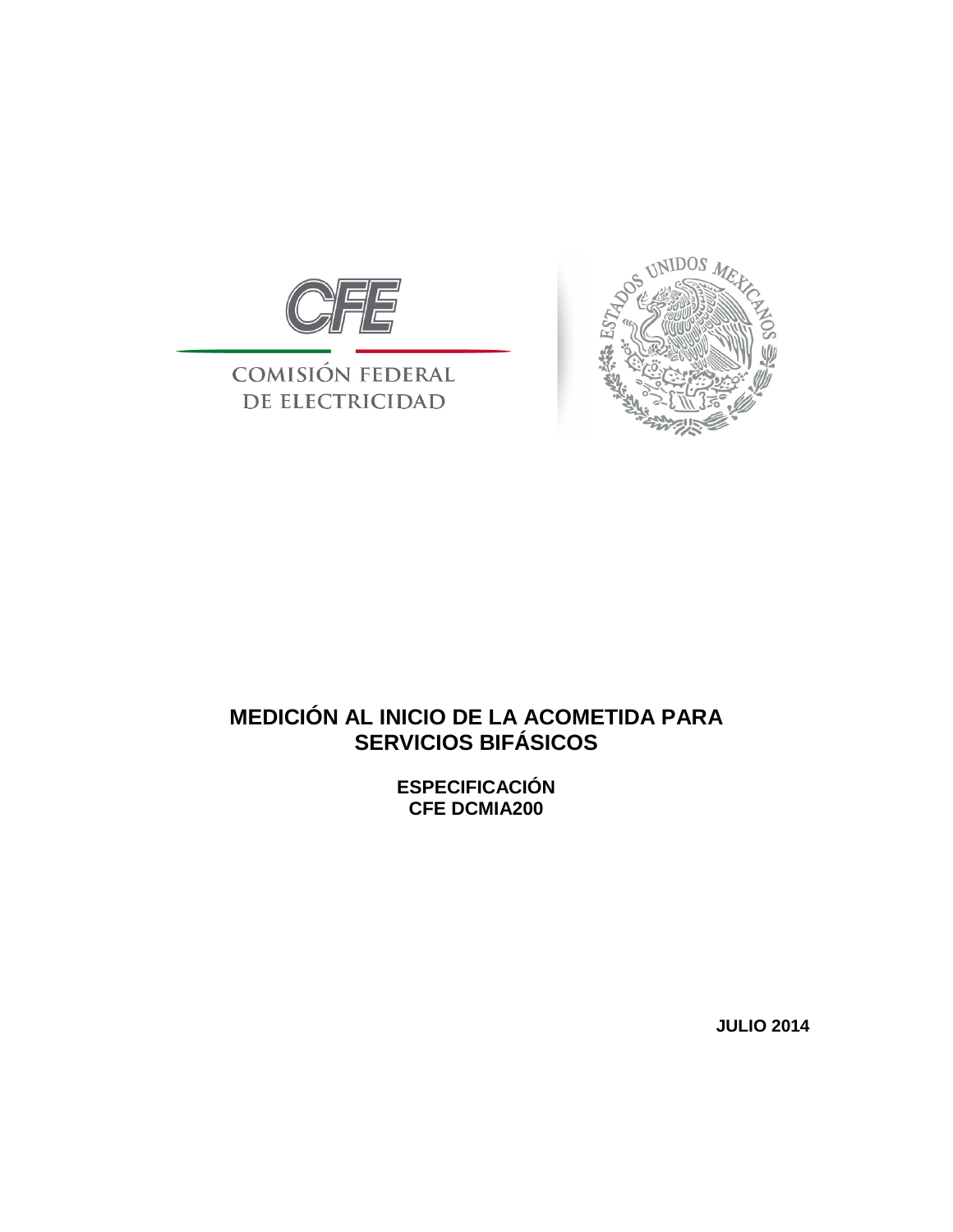COMISIÓN FEDERAL
DE ELECTRICIDAD

# MEDICIÓN AL INICIO DE LA ACOMETIDA PARA SERVICIOS BIFÁSICOS

**ESPECIFICACIÓN**
**CFE DCMIA200**

**JULIO 2014**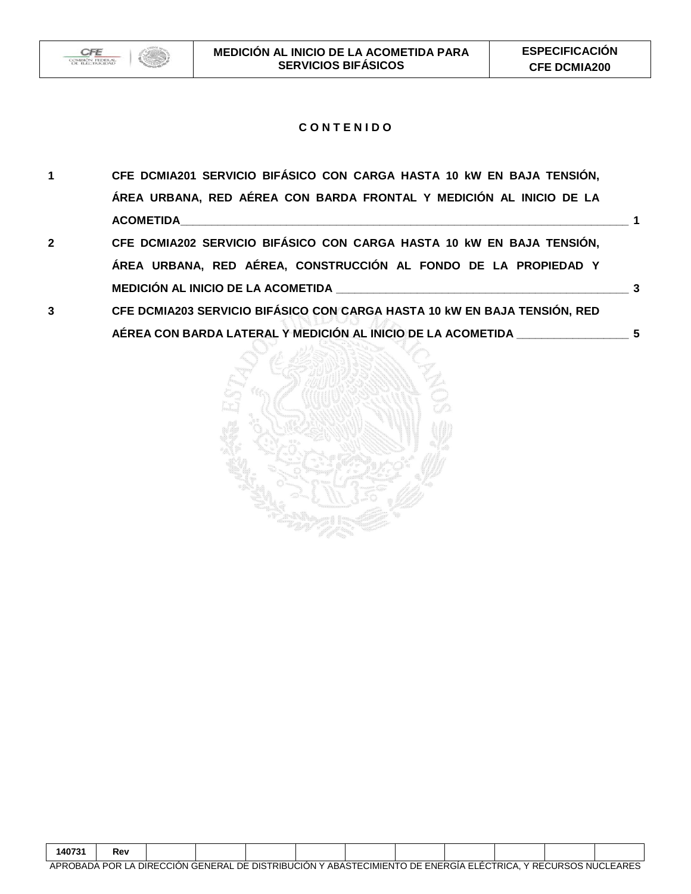# C O N T E N I D O

1 CFE DCMIA201 SERVICIO BIFÁSICO CON CARGA HASTA 10 kW EN BAJA TENSIÓN, ÁREA URBANA, RED AÉREA CON BARDA FRONTAL Y MEDICIÓN AL INICIO DE LA ACOMETIDA ____ 1

2 CFE DCMIA202 SERVICIO BIFÁSICO CON CARGA HASTA 10 kW EN BAJA TENSIÓN, ÁREA URBANA, RED AÉREA, CONSTRUCCIÓN AL FONDO DE LA PROPIEDAD Y MEDICIÓN AL INICIO DE LA ACOMETIDA ____ 3

3 CFE DCMIA203 SERVICIO BIFÁSICO CON CARGA HASTA 10 kW EN BAJA TENSIÓN, RED AÉREA CON BARDA LATERAL Y MEDICIÓN AL INICIO DE LA ACOMETIDA ____ 5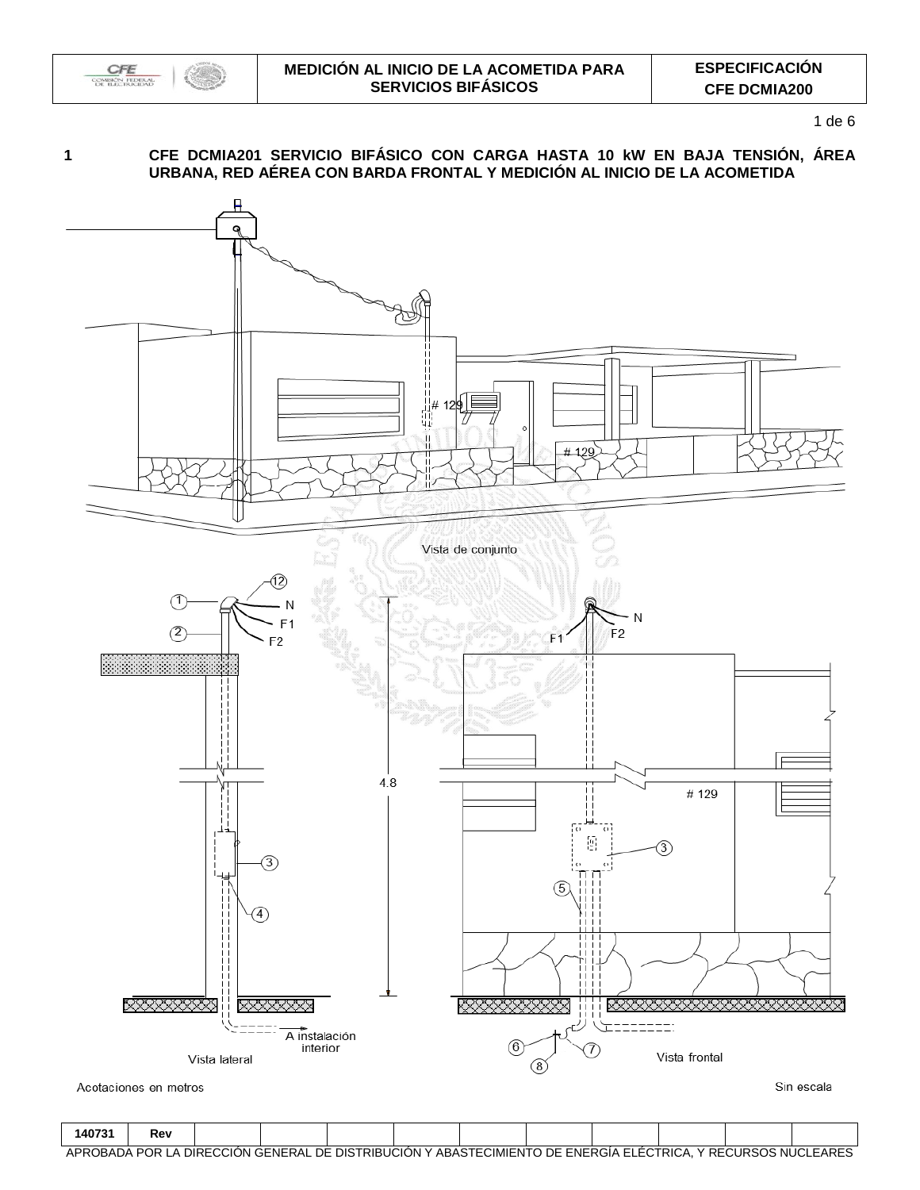## 1 CFE DCMIA201 SERVICIO BIFÁSICO CON CARGA HASTA 10 kW EN BAJA TENSIÓN, ÁREA URBANA, RED AÉREA CON BARDA FRONTAL Y MEDICIÓN AL INICIO DE LA ACOMETIDA

# 129

# 129

Vista de conjunto

12

1

N

F1

2

F2

4.8

N

F1

F2

# 129

3

3

4

5

A instalación interior

6

7

8

Vista lateral

Vista frontal

Acotaciones en metros

Sin escala

| 140731 | Rev | | | | | | | | | | |
|---|---|---|---|---|---|---|---|---|---|---|---|

APROBADA POR LA DIRECCIÓN GENERAL DE DISTRIBUCIÓN Y ABASTECIMIENTO DE ENERGÍA ELÉCTRICA, Y RECURSOS NUCLEARES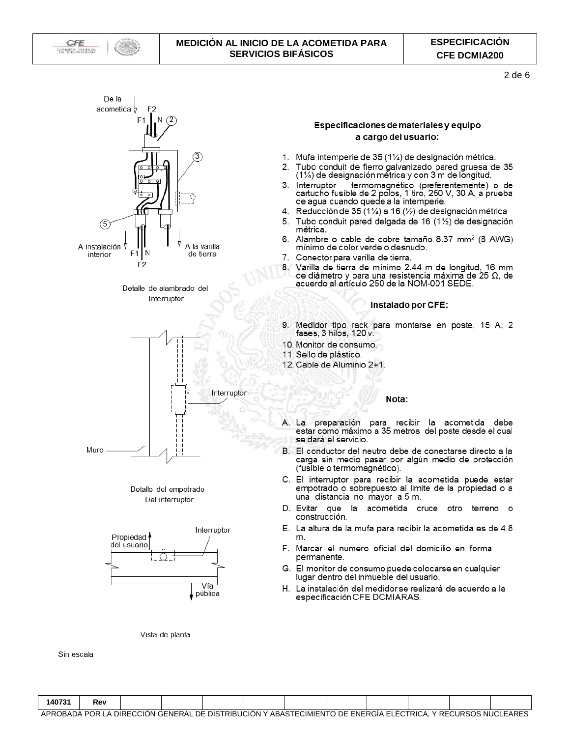De la acometida

F1 N F2 (2)

(3)

(5)

A instalación interior F1 N F2

A la varilla de tierra

Detalle de alambrado del Interruptor

Interruptor

Muro

Detalle del empotrado Del interruptor

Propiedad del usuario

Interruptor

Vía pública

Vista de planta

Sin escala

### Especificaciones de materiales y equipo a cargo del usuario:

1. Mufa intemperie de 35 (1¼) de designación métrica.
2. Tubo conduit de fierro galvanizado pared gruesa de 35 (1¼) de designación métrica y con 3 m de longitud.
3. Interruptor termomagnético (preferentemente) o de cartucho fusible de 2 polos, 1 tiro, 250 V, 30 A, a prueba de agua cuando quede a la intemperie.
4. Reducción de 35 (1¼) a 16 (½) de designación métrica
5. Tubo conduit pared delgada de 16 (1½) de designación métrica.
6. Alambre o cable de cobre tamaño 8.37 mm$^2$ (8 AWG) mínimo de color verde o desnudo.
7. Conector para varilla de tierra.
8. Varilla de tierra de mínimo 2.44 m de longitud, 16 mm de diámetro y para una resistencia máxima de 25 Ω, de acuerdo al artículo 250 de la NOM-001 SEDE.

### Instalado por CFE:

9. Medidor tipo rack para montarse en poste, 15 A, 2 fases, 3 hilos, 120 v.
10. Monitor de consumo.
11. Sello de plástico.
12. Cable de Aluminio 2+1.

### Nota:

A. La preparación para recibir la acometida debe estar como máximo a 35 metros del poste desde el cual se dará el servicio.
B. El conductor del neutro debe de conectarse directo a la carga sin medio pasar por algún medio de protección (fusible o termomagnético).
C. El interruptor para recibir la acometida puede estar empotrado o sobrepuesto al limite de la propiedad o a una distancia no mayor a 5 m.
D. Evitar que la acometida cruce otro terreno o construcción.
E. La altura de la mufa para recibir la acometida es de 4.8 m.
F. Marcar el numero oficial del domicilio en forma permanente.
G. El monitor de consumo puede colocarse en cualquier lugar dentro del inmueble del usuario.
H. La instalación del medidor se realizará de acuerdo a la especificación CFE DCMIARAS.

| 140731 | Rev | | | | | | | | | | |
|---|---|---|---|---|---|---|---|---|---|---|---|

APROBADA POR LA DIRECCIÓN GENERAL DE DISTRIBUCIÓN Y ABASTECIMIENTO DE ENERGÍA ELÉCTRICA, Y RECURSOS NUCLEARES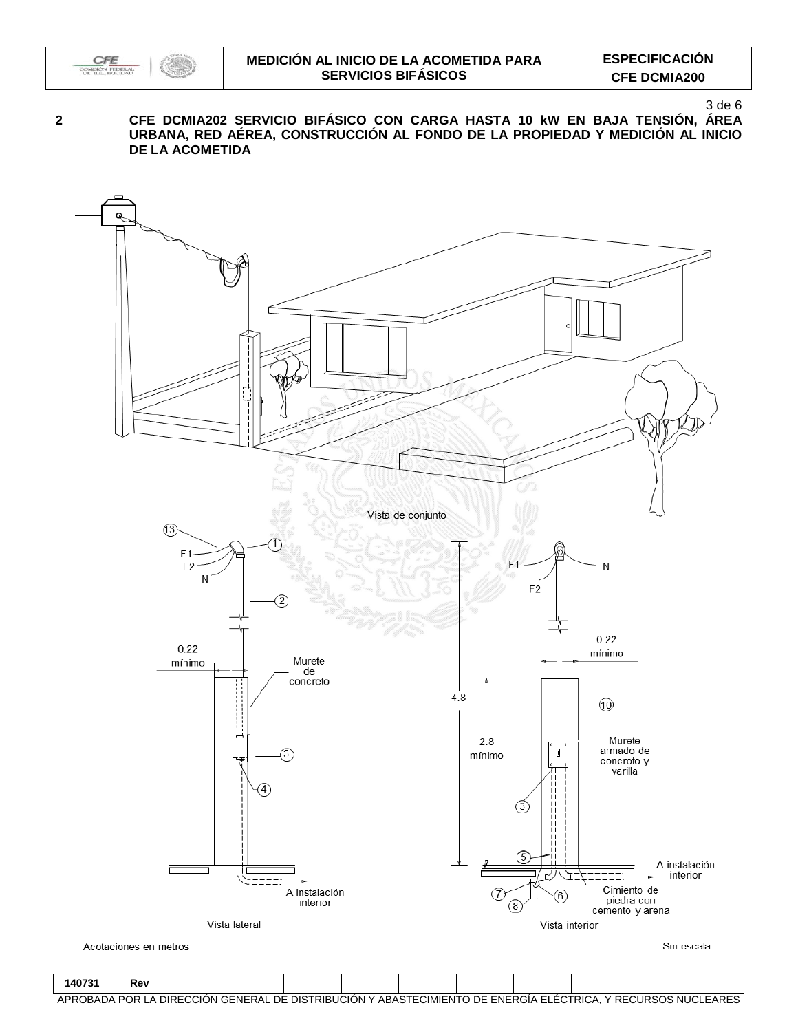## 2 CFE DCMIA202 SERVICIO BIFÁSICO CON CARGA HASTA 10 kW EN BAJA TENSIÓN, ÁREA URBANA, RED AÉREA, CONSTRUCCIÓN AL FONDO DE LA PROPIEDAD Y MEDICIÓN AL INICIO DE LA ACOMETIDA

Vista de conjunto

13
1
F1
F2
N
2
0.22
mínimo
Murete
de
concreto
3
4
A instalación
interior

Vista lateral

F1
N
F2
0.22
mínimo
4.8
2.8
mínimo
10
Murete
armado de
concreto y
varilla
3
5
A instalación
interior
7
6
8
Cimiento de
piedra con
cemento y arena

Vista interior

Acotaciones en metros

Sin escala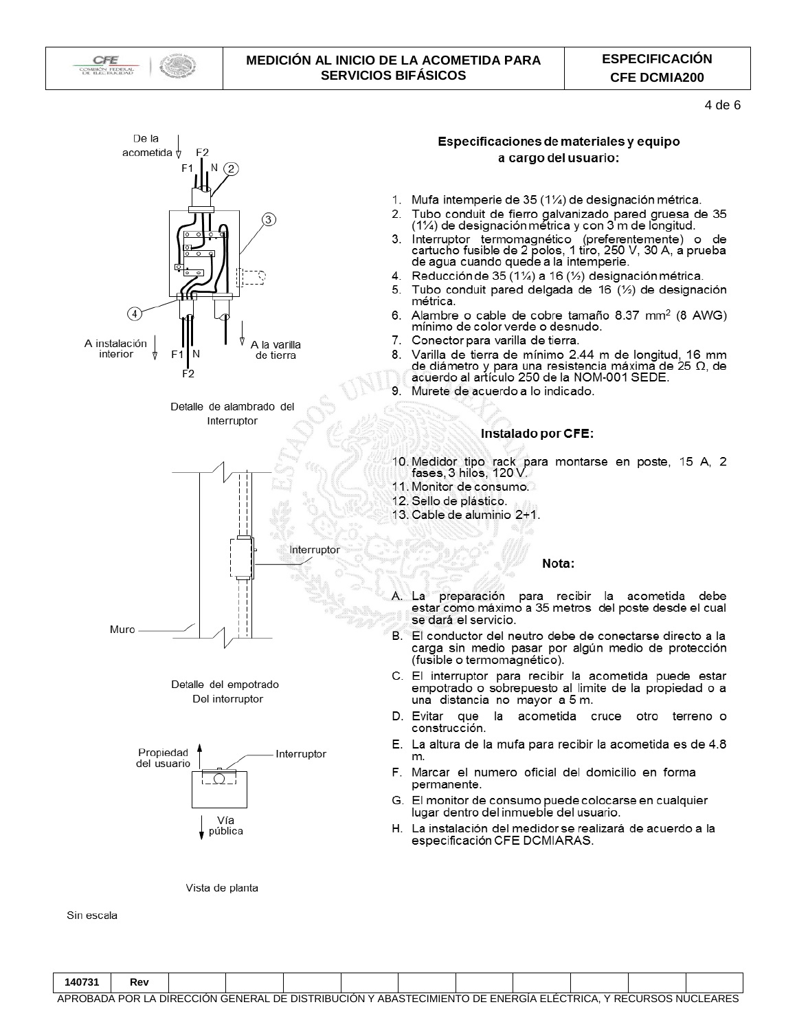De la acometida

F1 F2 N ②

③

④

A instalación interior

F1 N F2

A la varilla de tierra

Detalle de alambrado del Interruptor

Interruptor

Muro

Detalle del empotrado Del interruptor

Propiedad del usuario

Interruptor

Vía pública

Vista de planta

Sin escala

**Especificaciones de materiales y equipo a cargo del usuario:**

1. Mufa intemperie de 35 (1¼) de designación métrica.
2. Tubo conduit de fierro galvanizado pared gruesa de 35 (1¼) de designación métrica y con 3 m de longitud.
3. Interruptor termomagnético (preferentemente) o de cartucho fusible de 2 polos, 1 tiro, 250 V, 30 A, a prueba de agua cuando quede a la intemperie.
4. Reducción de 35 (1¼) a 16 (½) designación métrica.
5. Tubo conduit pared delgada de 16 (½) de designación métrica.
6. Alambre o cable de cobre tamaño 8.37 $mm^2$ (8 AWG) mínimo de color verde o desnudo.
7. Conector para varilla de tierra.
8. Varilla de tierra de mínimo 2.44 m de longitud, 16 mm de diámetro y para una resistencia máxima de 25 Ω, de acuerdo al artículo 250 de la NOM-001 SEDE.
9. Murete de acuerdo a lo indicado.

**Instalado por CFE:**

10. Medidor tipo rack para montarse en poste, 15 A, 2 fases, 3 hilos, 120 V.
11. Monitor de consumo.
12. Sello de plástico.
13. Cable de aluminio 2+1.

**Nota:**

A. La preparación para recibir la acometida debe estar como máximo a 35 metros del poste desde el cual se dará el servicio.
B. El conductor del neutro debe de conectarse directo a la carga sin medio pasar por algún medio de protección (fusible o termomagnético).
C. El interruptor para recibir la acometida puede estar empotrado o sobrepuesto al limite de la propiedad o a una distancia no mayor a 5 m.
D. Evitar que la acometida cruce otro terreno o construcción.
E. La altura de la mufa para recibir la acometida es de 4.8 m.
F. Marcar el numero oficial del domicilio en forma permanente.
G. El monitor de consumo puede colocarse en cualquier lugar dentro del inmueble del usuario.
H. La instalación del medidor se realizará de acuerdo a la especificación CFE DCMIARAS.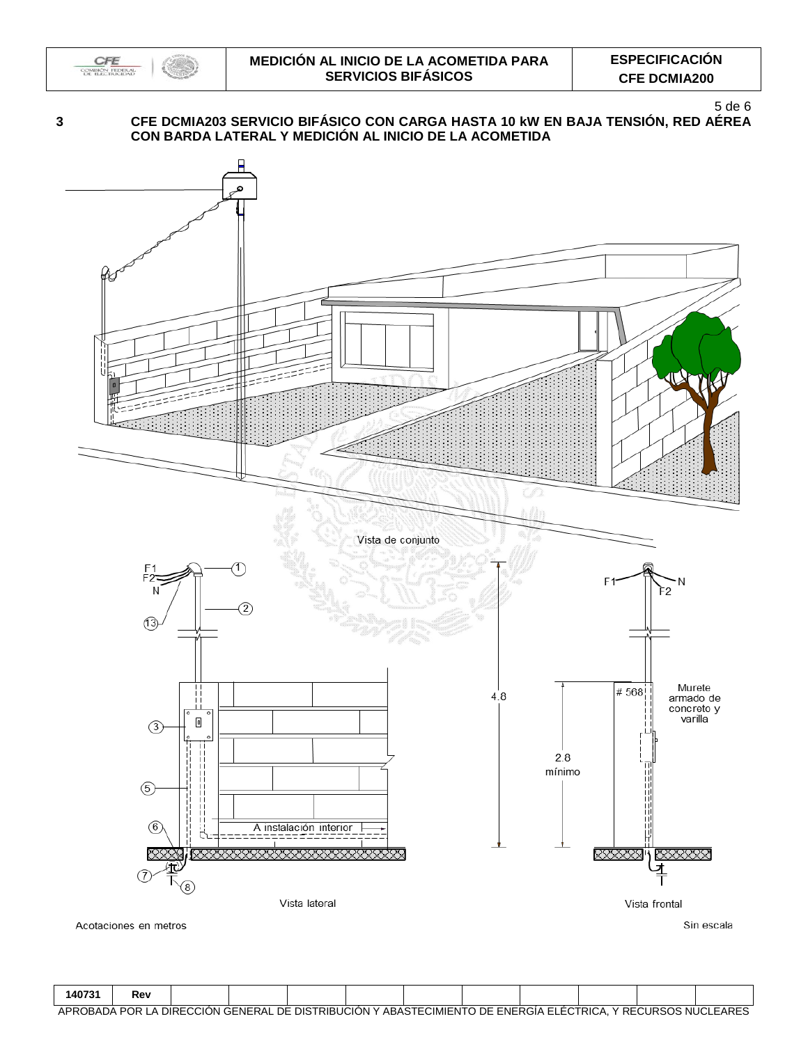## 3 CFE DCMIA203 SERVICIO BIFÁSICO CON CARGA HASTA 10 kW EN BAJA TENSIÓN, RED AÉREA CON BARDA LATERAL Y MEDICIÓN AL INICIO DE LA ACOMETIDA

Vista de conjunto

F1
F2
N
1
2
13
3
5
6
7
8
A instalación interior
4.8
2.8
mínimo
F1
F2
N
# 568
Murete armado de concreto y varilla

Vista lateral

Vista frontal

Acotaciones en metros

Sin escala

| 140731 | Rev | | | | | | | | | | |
|---|---|---|---|---|---|---|---|---|---|---|---|

APROBADA POR LA DIRECCIÓN GENERAL DE DISTRIBUCIÓN Y ABASTECIMIENTO DE ENERGÍA ELÉCTRICA, Y RECURSOS NUCLEARES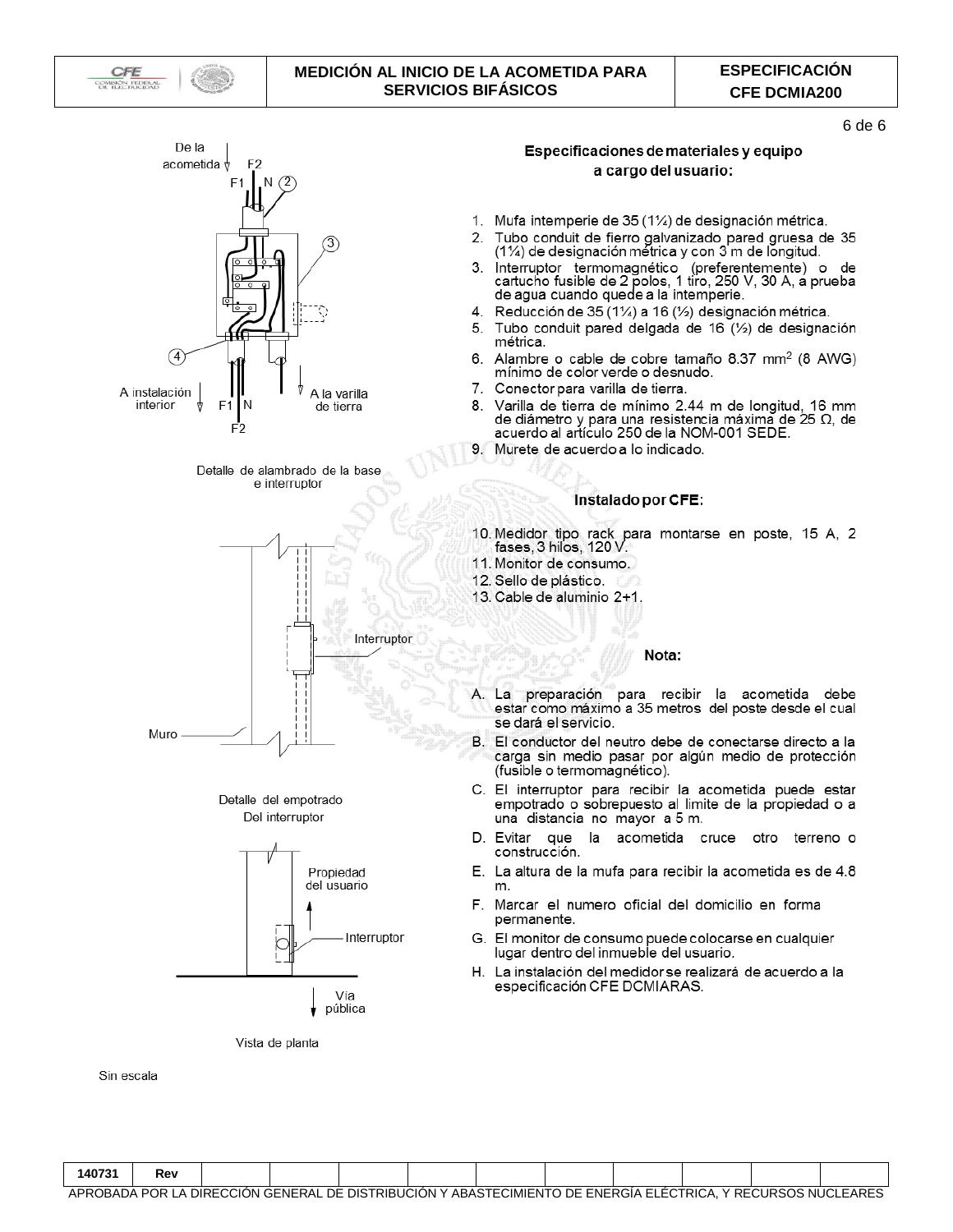De la acometida

F2

F1 N

2

3

4

A instalación interior

F1 N

F2

A la varilla de tierra

Detalle de alambrado de la base e interruptor

Interruptor

Muro

Detalle del empotrado Del interruptor

Propiedad del usuario

Interruptor

Vía pública

Vista de planta

Sin escala

## Especificaciones de materiales y equipo a cargo del usuario:

1. Mufa intemperie de 35 (1¼) de designación métrica.
2. Tubo conduit de fierro galvanizado pared gruesa de 35 (1¼) de designación métrica y con 3 m de longitud.
3. Interruptor termomagnético (preferentemente) o de cartucho fusible de 2 polos, 1 tiro, 250 V, 30 A, a prueba de agua cuando quede a la intemperie.
4. Reducción de 35 (1¼) a 16 (½) designación métrica.
5. Tubo conduit pared delgada de 16 (½) de designación métrica.
6. Alambre o cable de cobre tamaño 8.37 $mm^2$ (8 AWG) mínimo de color verde o desnudo.
7. Conector para varilla de tierra.
8. Varilla de tierra de mínimo 2.44 m de longitud, 16 mm de diámetro y para una resistencia máxima de 25 Ω, de acuerdo al artículo 250 de la NOM-001 SEDE.
9. Murete de acuerdo a lo indicado.

## Instalado por CFE:

10. Medidor tipo rack para montarse en poste, 15 A, 2 fases, 3 hilos, 120 V.
11. Monitor de consumo.
12. Sello de plástico.
13. Cable de aluminio 2+1.

## Nota:

A. La preparación para recibir la acometida debe estar como máximo a 35 metros del poste desde el cual se dará el servicio.
B. El conductor del neutro debe de conectarse directo a la carga sin medio pasar por algún medio de protección (fusible o termomagnético).
C. El interruptor para recibir la acometida puede estar empotrado o sobrepuesto al límite de la propiedad o a una distancia no mayor a 5 m.
D. Evitar que la acometida cruce otro terreno o construcción.
E. La altura de la mufa para recibir la acometida es de 4.8 m.
F. Marcar el numero oficial del domicilio en forma permanente.
G. El monitor de consumo puede colocarse en cualquier lugar dentro del inmueble del usuario.
H. La instalación del medidor se realizará de acuerdo a la especificación CFE DCMIARAS.

| 140731 | Rev | | | | | | | | | | | |
|---|---|---|---|---|---|---|---|---|---|---|---|---|

APROBADA POR LA DIRECCIÓN GENERAL DE DISTRIBUCIÓN Y ABASTECIMIENTO DE ENERGÍA ELÉCTRICA, Y RECURSOS NUCLEARES